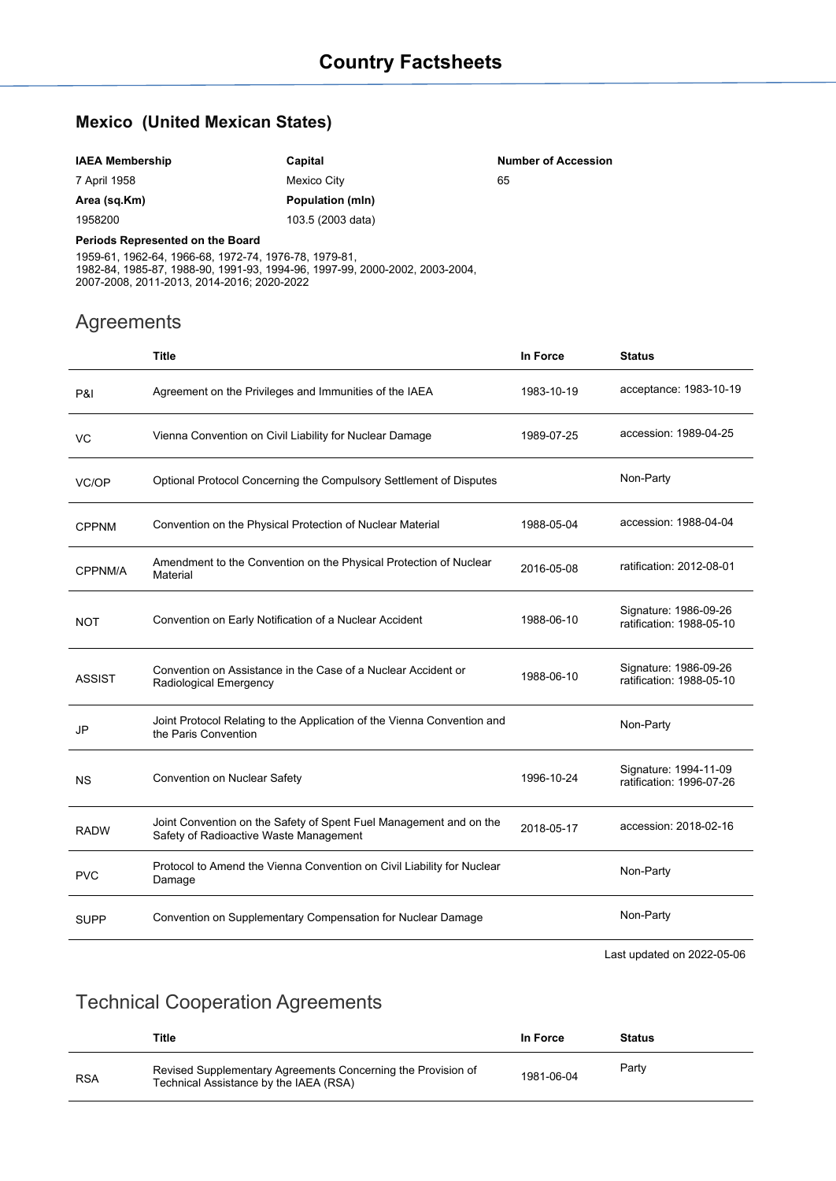# Country Factsheets

## Mexico (United Mexican States)

| **IAEA Membership** | **Capital** | **Number of Accession** |
|---|---|---|
| 7 April 1958 | Mexico City | 65 |
| **Area (sq.Km)** | **Population (mln)** | |
| 1958200 | 103.5 (2003 data) | |

**Periods Represented on the Board**

1959-61, 1962-64, 1966-68, 1972-74, 1976-78, 1979-81, 1982-84, 1985-87, 1988-90, 1991-93, 1994-96, 1997-99, 2000-2002, 2003-2004, 2007-2008, 2011-2013, 2014-2016; 2020-2022

## Agreements

| | Title | In Force | Status |
|---|---|---|---|
| P&I | Agreement on the Privileges and Immunities of the IAEA | 1983-10-19 | acceptance: 1983-10-19 |
| VC | Vienna Convention on Civil Liability for Nuclear Damage | 1989-07-25 | accession: 1989-04-25 |
| VC/OP | Optional Protocol Concerning the Compulsory Settlement of Disputes | | Non-Party |
| CPPNM | Convention on the Physical Protection of Nuclear Material | 1988-05-04 | accession: 1988-04-04 |
| CPPNM/A | Amendment to the Convention on the Physical Protection of Nuclear Material | 2016-05-08 | ratification: 2012-08-01 |
| NOT | Convention on Early Notification of a Nuclear Accident | 1988-06-10 | Signature: 1986-09-26<br>ratification: 1988-05-10 |
| ASSIST | Convention on Assistance in the Case of a Nuclear Accident or Radiological Emergency | 1988-06-10 | Signature: 1986-09-26<br>ratification: 1988-05-10 |
| JP | Joint Protocol Relating to the Application of the Vienna Convention and the Paris Convention | | Non-Party |
| NS | Convention on Nuclear Safety | 1996-10-24 | Signature: 1994-11-09<br>ratification: 1996-07-26 |
| RADW | Joint Convention on the Safety of Spent Fuel Management and on the Safety of Radioactive Waste Management | 2018-05-17 | accession: 2018-02-16 |
| PVC | Protocol to Amend the Vienna Convention on Civil Liability for Nuclear Damage | | Non-Party |
| SUPP | Convention on Supplementary Compensation for Nuclear Damage | | Non-Party |

Last updated on 2022-05-06

## Technical Cooperation Agreements

| | Title | In Force | Status |
|---|---|---|---|
| RSA | Revised Supplementary Agreements Concerning the Provision of Technical Assistance by the IAEA (RSA) | 1981-06-04 | Party |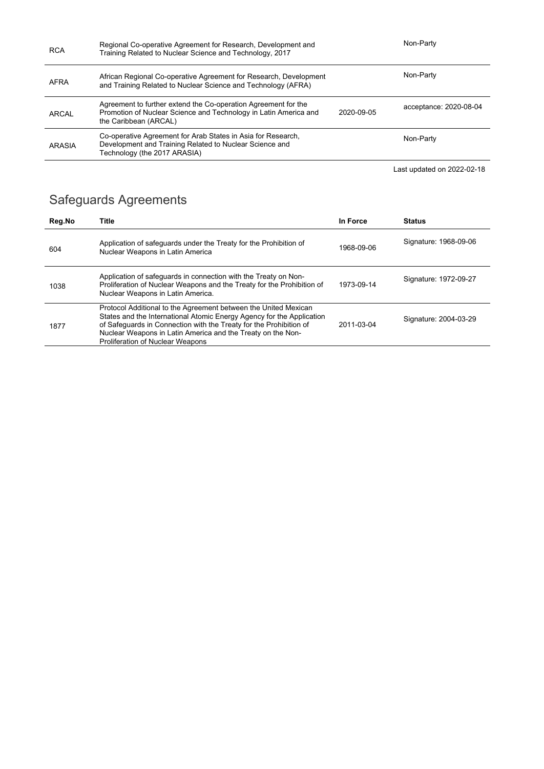| | | | |
|---|---|---|---|
| RCA | Regional Co-operative Agreement for Research, Development and Training Related to Nuclear Science and Technology, 2017 | | Non-Party |
| AFRA | African Regional Co-operative Agreement for Research, Development and Training Related to Nuclear Science and Technology (AFRA) | | Non-Party |
| ARCAL | Agreement to further extend the Co-operation Agreement for the Promotion of Nuclear Science and Technology in Latin America and the Caribbean (ARCAL) | 2020-09-05 | acceptance: 2020-08-04 |
| ARASIA | Co-operative Agreement for Arab States in Asia for Research, Development and Training Related to Nuclear Science and Technology (the 2017 ARASIA) | | Non-Party |

Last updated on 2022-02-18

## Safeguards Agreements

| Reg.No | Title | In Force | Status |
|---|---|---|---|
| 604 | Application of safeguards under the Treaty for the Prohibition of Nuclear Weapons in Latin America | 1968-09-06 | Signature: 1968-09-06 |
| 1038 | Application of safeguards in connection with the Treaty on Non-Proliferation of Nuclear Weapons and the Treaty for the Prohibition of Nuclear Weapons in Latin America. | 1973-09-14 | Signature: 1972-09-27 |
| 1877 | Protocol Additional to the Agreement between the United Mexican States and the International Atomic Energy Agency for the Application of Safeguards in Connection with the Treaty for the Prohibition of Nuclear Weapons in Latin America and the Treaty on the Non-Proliferation of Nuclear Weapons | 2011-03-04 | Signature: 2004-03-29 |